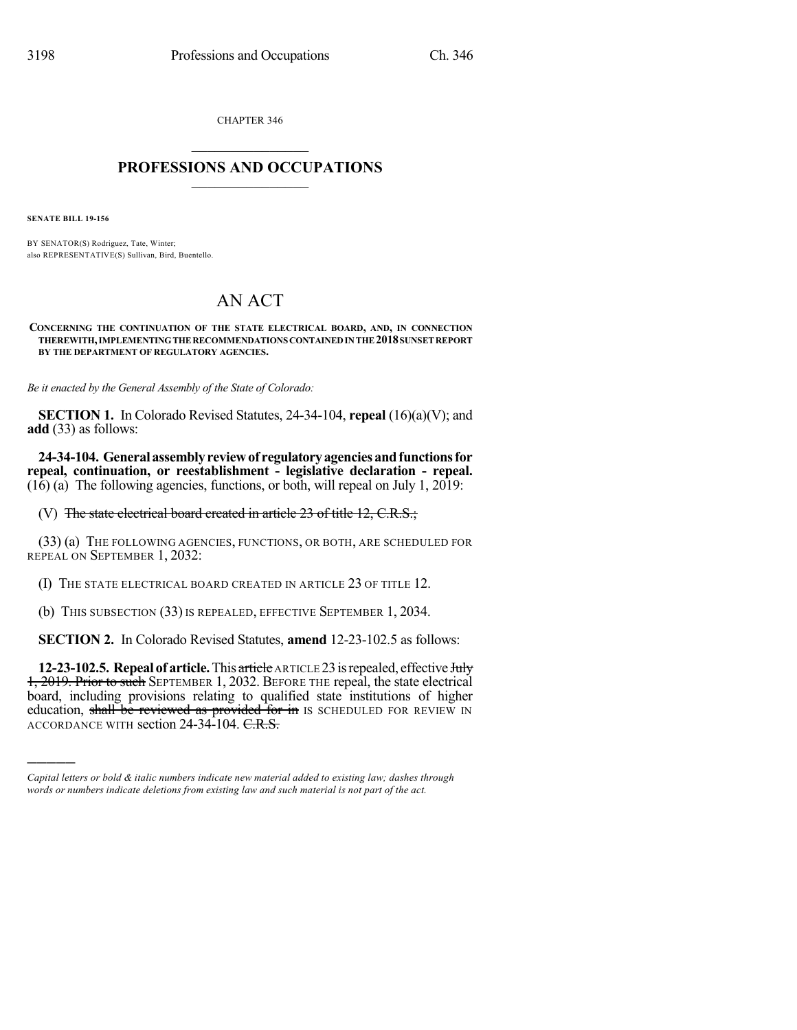CHAPTER 346

# PROFESSIONS AND OCCUPATIONS

**SENATE BILL 19-156**

BY SENATOR(S) Rodriguez, Tate, Winter;
also REPRESENTATIVE(S) Sullivan, Bird, Buentello.

# AN ACT

**CONCERNING THE CONTINUATION OF THE STATE ELECTRICAL BOARD, AND, IN CONNECTION THEREWITH, IMPLEMENTING THE RECOMMENDATIONS CONTAINED IN THE 2018 SUNSET REPORT BY THE DEPARTMENT OF REGULATORY AGENCIES.**

*Be it enacted by the General Assembly of the State of Colorado:*

**SECTION 1.** In Colorado Revised Statutes, 24-34-104, **repeal** (16)(a)(V); and **add** (33) as follows:

**24-34-104. General assembly review of regulatory agencies and functions for repeal, continuation, or reestablishment - legislative declaration - repeal.** (16) (a) The following agencies, functions, or both, will repeal on July 1, 2019:

(V) ~~The state electrical board created in article 23 of title 12, C.R.S.;~~

(33) (a) THE FOLLOWING AGENCIES, FUNCTIONS, OR BOTH, ARE SCHEDULED FOR REPEAL ON SEPTEMBER 1, 2032:

(I) THE STATE ELECTRICAL BOARD CREATED IN ARTICLE 23 OF TITLE 12.

(b) THIS SUBSECTION (33) IS REPEALED, EFFECTIVE SEPTEMBER 1, 2034.

**SECTION 2.** In Colorado Revised Statutes, **amend** 12-23-102.5 as follows:

**12-23-102.5. Repeal of article.** This ~~article~~ ARTICLE 23 is repealed, effective ~~July 1, 2019. Prior to such~~ SEPTEMBER 1, 2032. BEFORE THE repeal, the state electrical board, including provisions relating to qualified state institutions of higher education, ~~shall be reviewed as provided for in~~ IS SCHEDULED FOR REVIEW IN ACCORDANCE WITH section 24-34-104. ~~C.R.S.~~

---

*Capital letters or bold & italic numbers indicate new material added to existing law; dashes through words or numbers indicate deletions from existing law and such material is not part of the act.*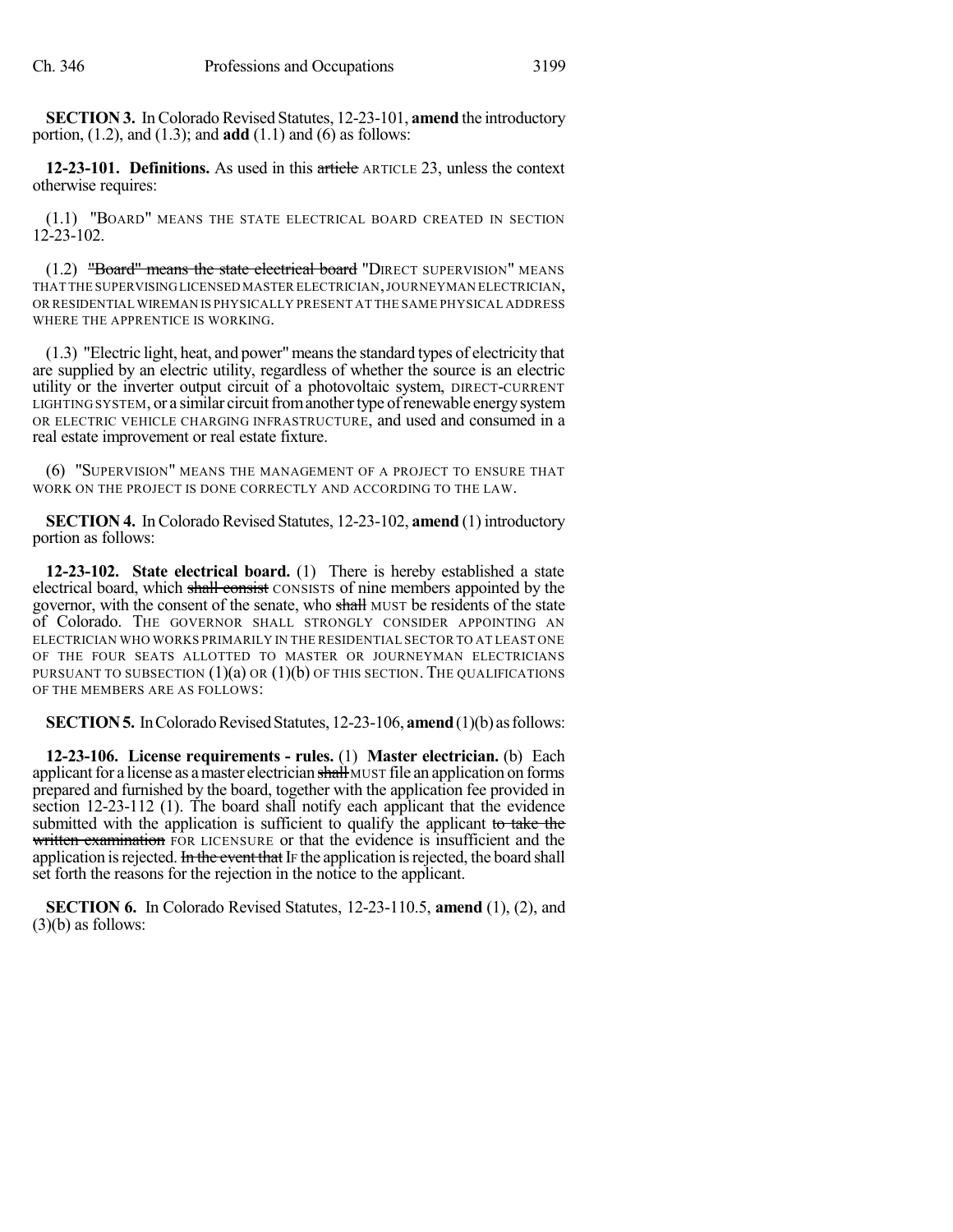**SECTION 3.** In Colorado Revised Statutes, 12-23-101, **amend** the introductory portion, (1.2), and (1.3); and **add** (1.1) and (6) as follows:

**12-23-101. Definitions.** As used in this ~~article~~ ARTICLE 23, unless the context otherwise requires:

(1.1) "BOARD" MEANS THE STATE ELECTRICAL BOARD CREATED IN SECTION 12-23-102.

(1.2) ~~"Board" means the state electrical board~~ "DIRECT SUPERVISION" MEANS THAT THE SUPERVISING LICENSED MASTER ELECTRICIAN, JOURNEYMAN ELECTRICIAN, OR RESIDENTIAL WIREMAN IS PHYSICALLY PRESENT AT THE SAME PHYSICAL ADDRESS WHERE THE APPRENTICE IS WORKING.

(1.3) "Electric light, heat, and power" means the standard types of electricity that are supplied by an electric utility, regardless of whether the source is an electric utility or the inverter output circuit of a photovoltaic system, DIRECT-CURRENT LIGHTING SYSTEM, or a similar circuit from another type of renewable energy system OR ELECTRIC VEHICLE CHARGING INFRASTRUCTURE, and used and consumed in a real estate improvement or real estate fixture.

(6) "SUPERVISION" MEANS THE MANAGEMENT OF A PROJECT TO ENSURE THAT WORK ON THE PROJECT IS DONE CORRECTLY AND ACCORDING TO THE LAW.

**SECTION 4.** In Colorado Revised Statutes, 12-23-102, **amend** (1) introductory portion as follows:

**12-23-102. State electrical board.** (1) There is hereby established a state electrical board, which ~~shall consist~~ CONSISTS of nine members appointed by the governor, with the consent of the senate, who ~~shall~~ MUST be residents of the state of Colorado. THE GOVERNOR SHALL STRONGLY CONSIDER APPOINTING AN ELECTRICIAN WHO WORKS PRIMARILY IN THE RESIDENTIAL SECTOR TO AT LEAST ONE OF THE FOUR SEATS ALLOTTED TO MASTER OR JOURNEYMAN ELECTRICIANS PURSUANT TO SUBSECTION (1)(a) OR (1)(b) OF THIS SECTION. THE QUALIFICATIONS OF THE MEMBERS ARE AS FOLLOWS:

**SECTION 5.** In Colorado Revised Statutes, 12-23-106, **amend** (1)(b) as follows:

**12-23-106. License requirements - rules.** (1) **Master electrician.** (b) Each applicant for a license as a master electrician ~~shall~~ MUST file an application on forms prepared and furnished by the board, together with the application fee provided in section 12-23-112 (1). The board shall notify each applicant that the evidence submitted with the application is sufficient to qualify the applicant ~~to take the written examination~~ FOR LICENSURE or that the evidence is insufficient and the application is rejected. ~~In the event that~~ IF the application is rejected, the board shall set forth the reasons for the rejection in the notice to the applicant.

**SECTION 6.** In Colorado Revised Statutes, 12-23-110.5, **amend** (1), (2), and (3)(b) as follows: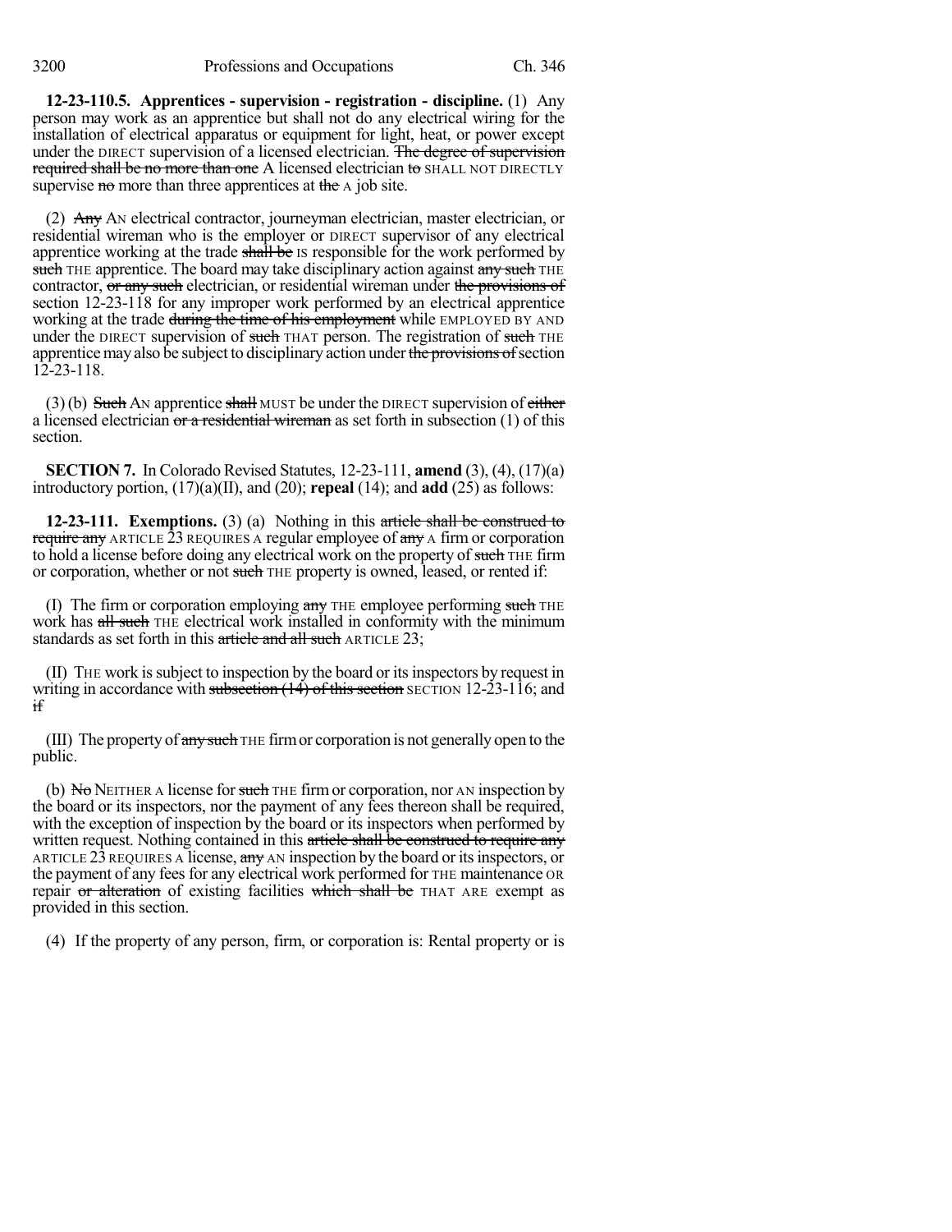**12-23-110.5. Apprentices - supervision - registration - discipline.** (1) Any person may work as an apprentice but shall not do any electrical wiring for the installation of electrical apparatus or equipment for light, heat, or power except under the DIRECT supervision of a licensed electrician. ~~The degree of supervision required shall be no more than one~~ A licensed electrician ~~to~~ SHALL NOT DIRECTLY supervise ~~no~~ more than three apprentices at ~~the~~ A job site.

(2) ~~Any~~ AN electrical contractor, journeyman electrician, master electrician, or residential wireman who is the employer or DIRECT supervisor of any electrical apprentice working at the trade ~~shall be~~ IS responsible for the work performed by ~~such~~ THE apprentice. The board may take disciplinary action against ~~any such~~ THE contractor, ~~or any such~~ electrician, or residential wireman under ~~the provisions of~~ section 12-23-118 for any improper work performed by an electrical apprentice working at the trade ~~during the time of his employment~~ while EMPLOYED BY AND under the DIRECT supervision of ~~such~~ THAT person. The registration of ~~such~~ THE apprentice may also be subject to disciplinary action under ~~the provisions of~~ section 12-23-118.

(3) (b) ~~Such~~ AN apprentice ~~shall~~ MUST be under the DIRECT supervision of ~~either~~ a licensed electrician ~~or a residential wireman~~ as set forth in subsection (1) of this section.

**SECTION 7.** In Colorado Revised Statutes, 12-23-111, **amend** (3), (4), (17)(a) introductory portion, (17)(a)(II), and (20); **repeal** (14); and **add** (25) as follows:

**12-23-111. Exemptions.** (3) (a) Nothing in this ~~article shall be construed to require any~~ ARTICLE 23 REQUIRES A regular employee of ~~any~~ A firm or corporation to hold a license before doing any electrical work on the property of ~~such~~ THE firm or corporation, whether or not ~~such~~ THE property is owned, leased, or rented if:

(I) The firm or corporation employing ~~any~~ THE employee performing ~~such~~ THE work has ~~all such~~ THE electrical work installed in conformity with the minimum standards as set forth in this ~~article and all such~~ ARTICLE 23;

(II) THE work is subject to inspection by the board or its inspectors by request in writing in accordance with ~~subsection (14) of this section~~ SECTION 12-23-116; and ~~if~~

(III) The property of ~~any such~~ THE firm or corporation is not generally open to the public.

(b) ~~No~~ NEITHER A license for ~~such~~ THE firm or corporation, nor AN inspection by the board or its inspectors, nor the payment of any fees thereon shall be required, with the exception of inspection by the board or its inspectors when performed by written request. Nothing contained in this ~~article shall be construed to require any~~ ARTICLE 23 REQUIRES A license, ~~any~~ AN inspection by the board or its inspectors, or the payment of any fees for any electrical work performed for THE maintenance OR repair ~~or alteration~~ of existing facilities ~~which shall be~~ THAT ARE exempt as provided in this section.

(4) If the property of any person, firm, or corporation is: Rental property or is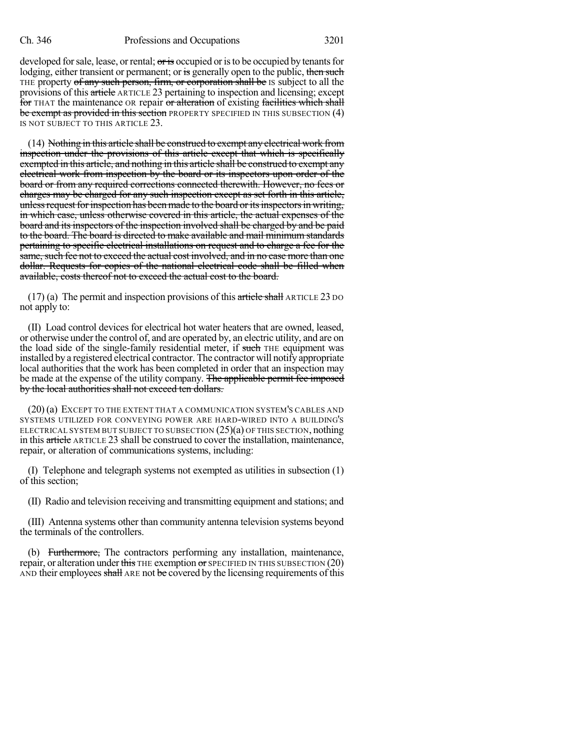developed for sale, lease, or rental; ~~or is~~ occupied or is to be occupied by tenants for lodging, either transient or permanent; or ~~is~~ generally open to the public, ~~then such~~ THE property ~~of any such person, firm, or corporation shall be~~ IS subject to all the provisions of this ~~article~~ ARTICLE 23 pertaining to inspection and licensing; except ~~for~~ THAT the maintenance OR repair ~~or alteration~~ of existing ~~facilities which shall be exempt as provided in this section~~ PROPERTY SPECIFIED IN THIS SUBSECTION (4) IS NOT SUBJECT TO THIS ARTICLE 23.

(14) ~~Nothing in this article shall be construed to exempt any electrical work from inspection under the provisions of this article except that which is specifically exempted in this article, and nothing in this article shall be construed to exempt any electrical work from inspection by the board or its inspectors upon order of the board or from any required corrections connected therewith. However, no fees or charges may be charged for any such inspection except as set forth in this article, unless request for inspection has been made to the board or its inspectors in writing, in which case, unless otherwise covered in this article, the actual expenses of the board and its inspectors of the inspection involved shall be charged by and be paid to the board. The board is directed to make available and mail minimum standards pertaining to specific electrical installations on request and to charge a fee for the same, such fee not to exceed the actual cost involved, and in no case more than one dollar. Requests for copies of the national electrical code shall be filled when available, costs thereof not to exceed the actual cost to the board.~~

(17) (a) The permit and inspection provisions of this ~~article shall~~ ARTICLE 23 DO not apply to:

(II) Load control devices for electrical hot water heaters that are owned, leased, or otherwise under the control of, and are operated by, an electric utility, and are on the load side of the single-family residential meter, if ~~such~~ THE equipment was installed by a registered electrical contractor. The contractor will notify appropriate local authorities that the work has been completed in order that an inspection may be made at the expense of the utility company. ~~The applicable permit fee imposed by the local authorities shall not exceed ten dollars.~~

(20) (a) EXCEPT TO THE EXTENT THAT A COMMUNICATION SYSTEM'S CABLES AND SYSTEMS UTILIZED FOR CONVEYING POWER ARE HARD-WIRED INTO A BUILDING'S ELECTRICAL SYSTEM BUT SUBJECT TO SUBSECTION (25)(a) OF THIS SECTION, nothing in this ~~article~~ ARTICLE 23 shall be construed to cover the installation, maintenance, repair, or alteration of communications systems, including:

(I) Telephone and telegraph systems not exempted as utilities in subsection (1) of this section;

(II) Radio and television receiving and transmitting equipment and stations; and

(III) Antenna systems other than community antenna television systems beyond the terminals of the controllers.

(b) ~~Furthermore,~~ The contractors performing any installation, maintenance, repair, or alteration under ~~this~~ THE exemption ~~or~~ SPECIFIED IN THIS SUBSECTION (20) AND their employees ~~shall~~ ARE not ~~be~~ covered by the licensing requirements of this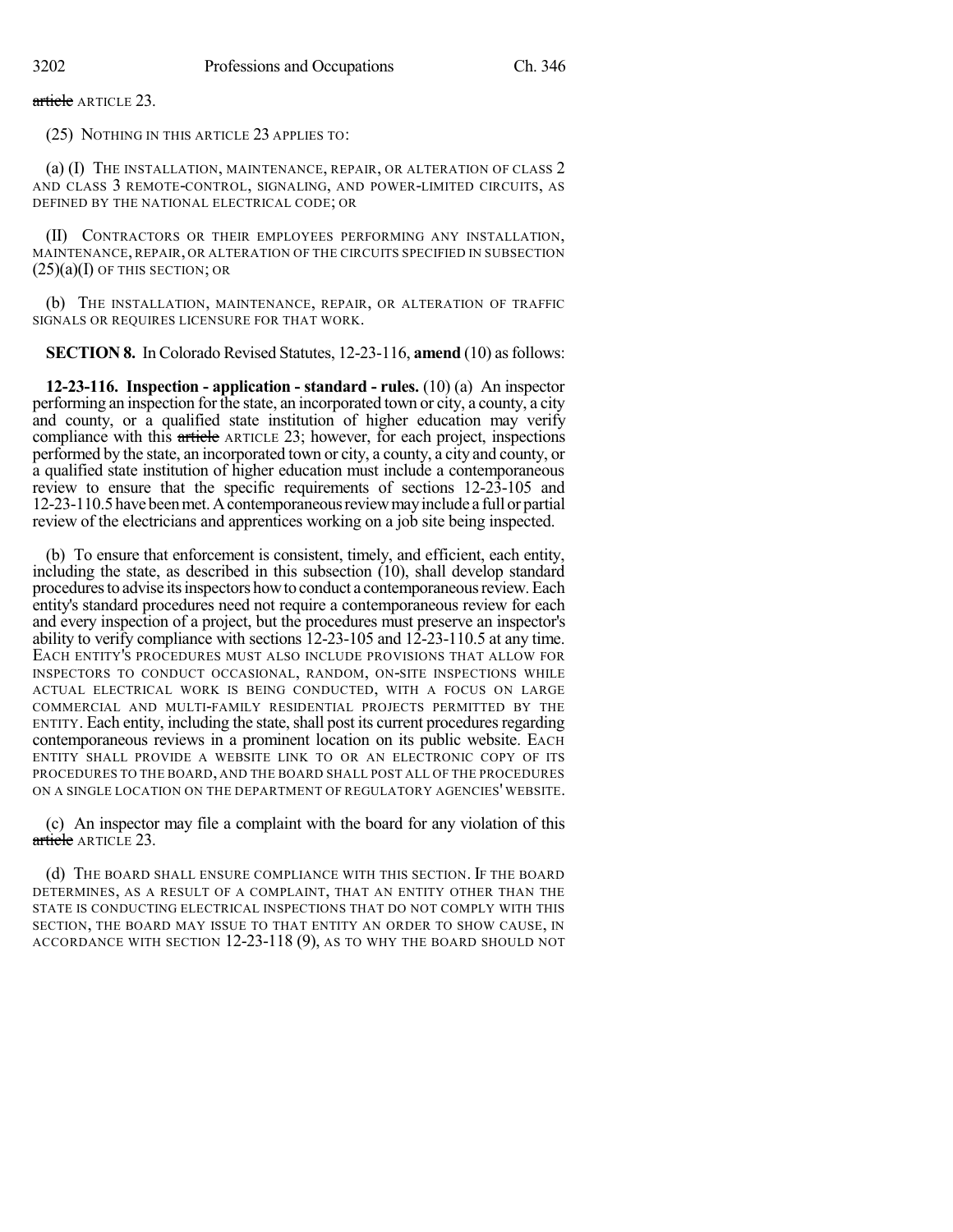~~article~~ ARTICLE 23.

(25) NOTHING IN THIS ARTICLE 23 APPLIES TO:

(a) (I) THE INSTALLATION, MAINTENANCE, REPAIR, OR ALTERATION OF CLASS 2 AND CLASS 3 REMOTE-CONTROL, SIGNALING, AND POWER-LIMITED CIRCUITS, AS DEFINED BY THE NATIONAL ELECTRICAL CODE; OR

(II) CONTRACTORS OR THEIR EMPLOYEES PERFORMING ANY INSTALLATION, MAINTENANCE, REPAIR, OR ALTERATION OF THE CIRCUITS SPECIFIED IN SUBSECTION (25)(a)(I) OF THIS SECTION; OR

(b) THE INSTALLATION, MAINTENANCE, REPAIR, OR ALTERATION OF TRAFFIC SIGNALS OR REQUIRES LICENSURE FOR THAT WORK.

**SECTION 8.** In Colorado Revised Statutes, 12-23-116, **amend** (10) as follows:

**12-23-116. Inspection - application - standard - rules.** (10) (a) An inspector performing an inspection for the state, an incorporated town or city, a county, a city and county, or a qualified state institution of higher education may verify compliance with this ~~article~~ ARTICLE 23; however, for each project, inspections performed by the state, an incorporated town or city, a county, a city and county, or a qualified state institution of higher education must include a contemporaneous review to ensure that the specific requirements of sections 12-23-105 and 12-23-110.5 have been met. A contemporaneous review may include a full or partial review of the electricians and apprentices working on a job site being inspected.

(b) To ensure that enforcement is consistent, timely, and efficient, each entity, including the state, as described in this subsection (10), shall develop standard procedures to advise its inspectors how to conduct a contemporaneous review. Each entity's standard procedures need not require a contemporaneous review for each and every inspection of a project, but the procedures must preserve an inspector's ability to verify compliance with sections 12-23-105 and 12-23-110.5 at any time. EACH ENTITY'S PROCEDURES MUST ALSO INCLUDE PROVISIONS THAT ALLOW FOR INSPECTORS TO CONDUCT OCCASIONAL, RANDOM, ON-SITE INSPECTIONS WHILE ACTUAL ELECTRICAL WORK IS BEING CONDUCTED, WITH A FOCUS ON LARGE COMMERCIAL AND MULTI-FAMILY RESIDENTIAL PROJECTS PERMITTED BY THE ENTITY. Each entity, including the state, shall post its current procedures regarding contemporaneous reviews in a prominent location on its public website. EACH ENTITY SHALL PROVIDE A WEBSITE LINK TO OR AN ELECTRONIC COPY OF ITS PROCEDURES TO THE BOARD, AND THE BOARD SHALL POST ALL OF THE PROCEDURES ON A SINGLE LOCATION ON THE DEPARTMENT OF REGULATORY AGENCIES' WEBSITE.

(c) An inspector may file a complaint with the board for any violation of this ~~article~~ ARTICLE 23.

(d) THE BOARD SHALL ENSURE COMPLIANCE WITH THIS SECTION. IF THE BOARD DETERMINES, AS A RESULT OF A COMPLAINT, THAT AN ENTITY OTHER THAN THE STATE IS CONDUCTING ELECTRICAL INSPECTIONS THAT DO NOT COMPLY WITH THIS SECTION, THE BOARD MAY ISSUE TO THAT ENTITY AN ORDER TO SHOW CAUSE, IN ACCORDANCE WITH SECTION 12-23-118 (9), AS TO WHY THE BOARD SHOULD NOT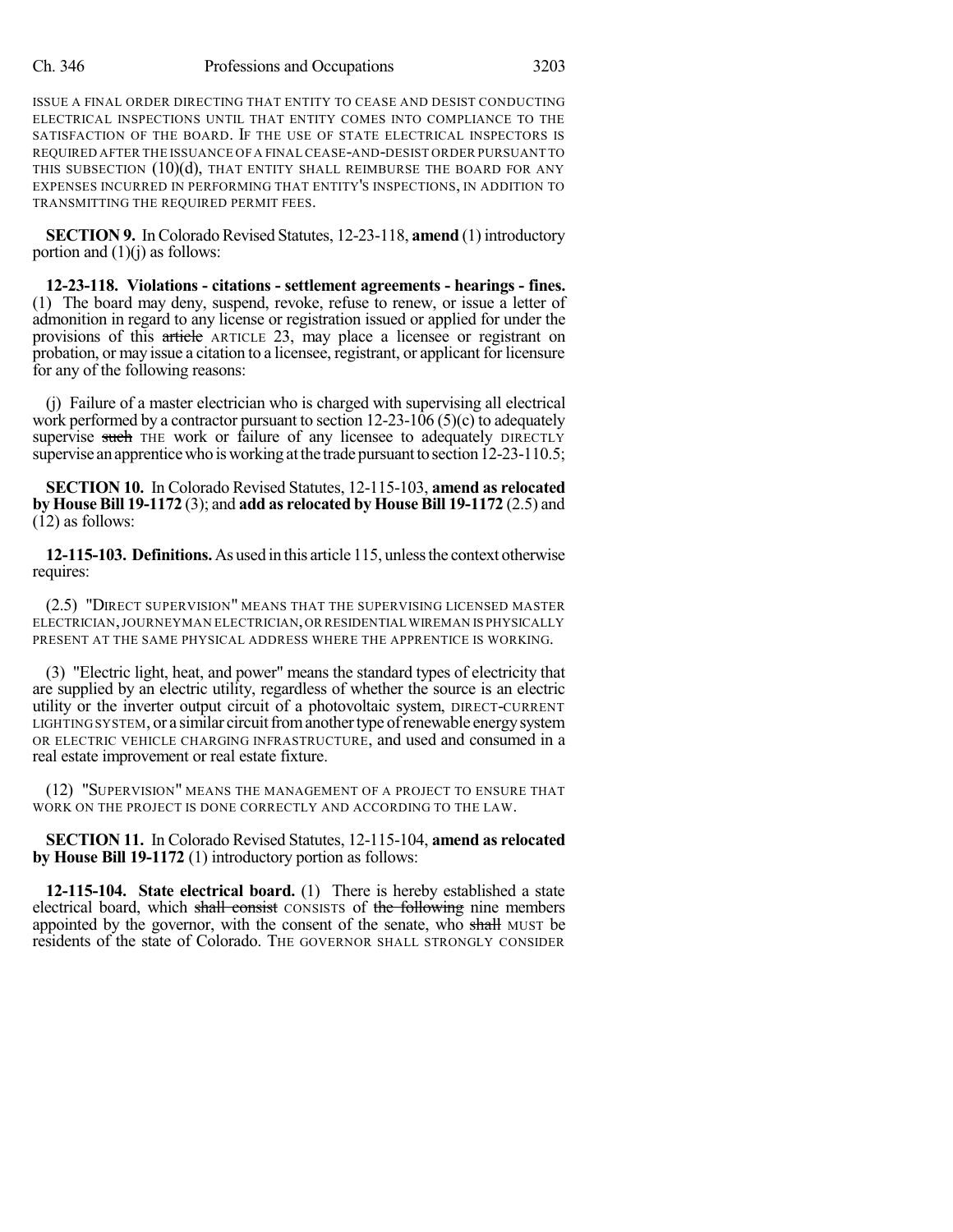ISSUE A FINAL ORDER DIRECTING THAT ENTITY TO CEASE AND DESIST CONDUCTING ELECTRICAL INSPECTIONS UNTIL THAT ENTITY COMES INTO COMPLIANCE TO THE SATISFACTION OF THE BOARD. IF THE USE OF STATE ELECTRICAL INSPECTORS IS REQUIRED AFTER THE ISSUANCE OF A FINAL CEASE-AND-DESIST ORDER PURSUANT TO THIS SUBSECTION (10)(d), THAT ENTITY SHALL REIMBURSE THE BOARD FOR ANY EXPENSES INCURRED IN PERFORMING THAT ENTITY'S INSPECTIONS, IN ADDITION TO TRANSMITTING THE REQUIRED PERMIT FEES.

**SECTION 9.** In Colorado Revised Statutes, 12-23-118, **amend** (1) introductory portion and (1)(j) as follows:

**12-23-118. Violations - citations - settlement agreements - hearings - fines.** (1) The board may deny, suspend, revoke, refuse to renew, or issue a letter of admonition in regard to any license or registration issued or applied for under the provisions of this ~~article~~ ARTICLE 23, may place a licensee or registrant on probation, or may issue a citation to a licensee, registrant, or applicant for licensure for any of the following reasons:

(j) Failure of a master electrician who is charged with supervising all electrical work performed by a contractor pursuant to section 12-23-106 (5)(c) to adequately supervise ~~such~~ THE work or failure of any licensee to adequately DIRECTLY supervise an apprentice who is working at the trade pursuant to section 12-23-110.5;

**SECTION 10.** In Colorado Revised Statutes, 12-115-103, **amend as relocated by House Bill 19-1172** (3); and **add as relocated by House Bill 19-1172** (2.5) and (12) as follows:

**12-115-103. Definitions.** As used in this article 115, unless the context otherwise requires:

(2.5) "DIRECT SUPERVISION" MEANS THAT THE SUPERVISING LICENSED MASTER ELECTRICIAN, JOURNEYMAN ELECTRICIAN, OR RESIDENTIAL WIREMAN IS PHYSICALLY PRESENT AT THE SAME PHYSICAL ADDRESS WHERE THE APPRENTICE IS WORKING.

(3) "Electric light, heat, and power" means the standard types of electricity that are supplied by an electric utility, regardless of whether the source is an electric utility or the inverter output circuit of a photovoltaic system, DIRECT-CURRENT LIGHTING SYSTEM, or a similar circuit from another type of renewable energy system OR ELECTRIC VEHICLE CHARGING INFRASTRUCTURE, and used and consumed in a real estate improvement or real estate fixture.

(12) "SUPERVISION" MEANS THE MANAGEMENT OF A PROJECT TO ENSURE THAT WORK ON THE PROJECT IS DONE CORRECTLY AND ACCORDING TO THE LAW.

**SECTION 11.** In Colorado Revised Statutes, 12-115-104, **amend as relocated by House Bill 19-1172** (1) introductory portion as follows:

**12-115-104. State electrical board.** (1) There is hereby established a state electrical board, which ~~shall consist~~ CONSISTS of ~~the following~~ nine members appointed by the governor, with the consent of the senate, who ~~shall~~ MUST be residents of the state of Colorado. THE GOVERNOR SHALL STRONGLY CONSIDER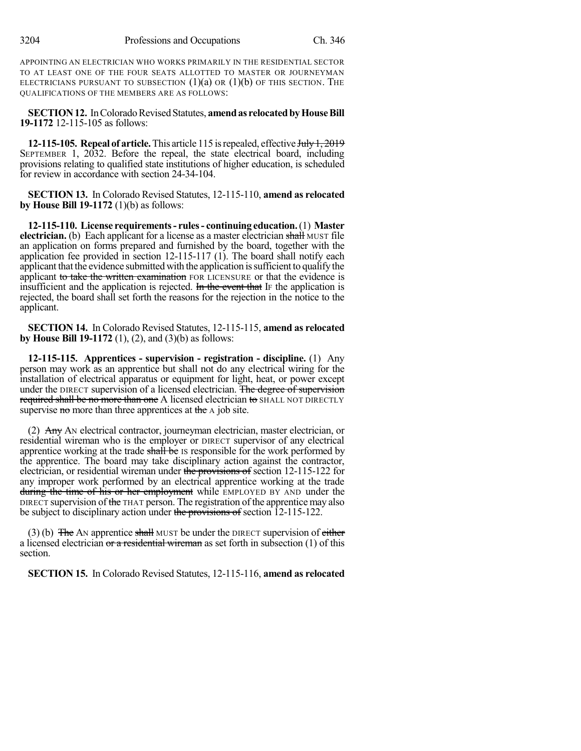APPOINTING AN ELECTRICIAN WHO WORKS PRIMARILY IN THE RESIDENTIAL SECTOR TO AT LEAST ONE OF THE FOUR SEATS ALLOTTED TO MASTER OR JOURNEYMAN ELECTRICIANS PURSUANT TO SUBSECTION (1)(a) OR (1)(b) OF THIS SECTION. THE QUALIFICATIONS OF THE MEMBERS ARE AS FOLLOWS:

**SECTION 12.** In Colorado Revised Statutes, **amend as relocated by House Bill 19-1172** 12-115-105 as follows:

**12-115-105. Repeal of article.** This article 115 is repealed, effective ~~July 1, 2019~~ SEPTEMBER 1, 2032. Before the repeal, the state electrical board, including provisions relating to qualified state institutions of higher education, is scheduled for review in accordance with section 24-34-104.

**SECTION 13.** In Colorado Revised Statutes, 12-115-110, **amend as relocated by House Bill 19-1172** (1)(b) as follows:

**12-115-110. License requirements - rules - continuing education.** (1) **Master electrician.** (b) Each applicant for a license as a master electrician ~~shall~~ MUST file an application on forms prepared and furnished by the board, together with the application fee provided in section 12-115-117 (1). The board shall notify each applicant that the evidence submitted with the application is sufficient to qualify the applicant ~~to take the written examination~~ FOR LICENSURE or that the evidence is insufficient and the application is rejected. ~~In the event that~~ IF the application is rejected, the board shall set forth the reasons for the rejection in the notice to the applicant.

**SECTION 14.** In Colorado Revised Statutes, 12-115-115, **amend as relocated by House Bill 19-1172** (1), (2), and (3)(b) as follows:

**12-115-115. Apprentices - supervision - registration - discipline.** (1) Any person may work as an apprentice but shall not do any electrical wiring for the installation of electrical apparatus or equipment for light, heat, or power except under the DIRECT supervision of a licensed electrician. ~~The degree of supervision required shall be no more than one~~ A licensed electrician ~~to~~ SHALL NOT DIRECTLY supervise ~~no~~ more than three apprentices at ~~the~~ A job site.

(2) ~~Any~~ AN electrical contractor, journeyman electrician, master electrician, or residential wireman who is the employer or DIRECT supervisor of any electrical apprentice working at the trade ~~shall be~~ IS responsible for the work performed by the apprentice. The board may take disciplinary action against the contractor, electrician, or residential wireman under ~~the provisions of~~ section 12-115-122 for any improper work performed by an electrical apprentice working at the trade ~~during the time of his or her employment~~ while EMPLOYED BY AND under the DIRECT supervision of ~~the~~ THAT person. The registration of the apprentice may also be subject to disciplinary action under ~~the provisions of~~ section 12-115-122.

(3) (b) ~~The~~ AN apprentice ~~shall~~ MUST be under the DIRECT supervision of ~~either~~ a licensed electrician ~~or a residential wireman~~ as set forth in subsection (1) of this section.

**SECTION 15.** In Colorado Revised Statutes, 12-115-116, **amend as relocated**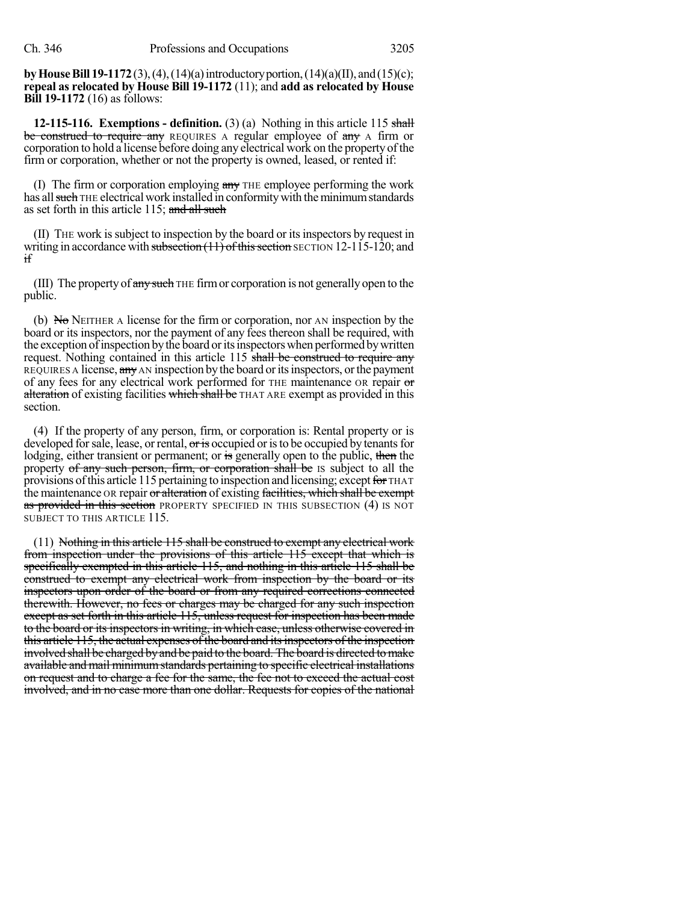**by House Bill 19-1172** (3), (4), (14)(a) introductory portion, (14)(a)(II), and (15)(c); **repeal as relocated by House Bill 19-1172** (11); and **add as relocated by House Bill 19-1172** (16) as follows:

**12-115-116. Exemptions - definition.** (3) (a) Nothing in this article 115 ~~shall be construed to require any~~ REQUIRES A regular employee of ~~any~~ A firm or corporation to hold a license before doing any electrical work on the property of the firm or corporation, whether or not the property is owned, leased, or rented if:

(I) The firm or corporation employing ~~any~~ THE employee performing the work has all ~~such~~ THE electrical work installed in conformity with the minimum standards as set forth in this article 115; ~~and all such~~

(II) THE work is subject to inspection by the board or its inspectors by request in writing in accordance with ~~subsection (11) of this section~~ SECTION 12-115-120; and ~~if~~

(III) The property of ~~any such~~ THE firm or corporation is not generally open to the public.

(b) ~~No~~ NEITHER A license for the firm or corporation, nor AN inspection by the board or its inspectors, nor the payment of any fees thereon shall be required, with the exception of inspection by the board or its inspectors when performed by written request. Nothing contained in this article 115 ~~shall be construed to require any~~ REQUIRES A license, ~~any~~ AN inspection by the board or its inspectors, or the payment of any fees for any electrical work performed for THE maintenance OR repair ~~or alteration~~ of existing facilities ~~which shall be~~ THAT ARE exempt as provided in this section.

(4) If the property of any person, firm, or corporation is: Rental property or is developed for sale, lease, or rental, ~~or is~~ occupied or is to be occupied by tenants for lodging, either transient or permanent; or ~~is~~ generally open to the public, ~~then~~ the property ~~of any such person, firm, or corporation shall be~~ IS subject to all the provisions of this article 115 pertaining to inspection and licensing; except ~~for~~ THAT the maintenance OR repair ~~or alteration~~ of existing ~~facilities, which shall be exempt as provided in this section~~ PROPERTY SPECIFIED IN THIS SUBSECTION (4) IS NOT SUBJECT TO THIS ARTICLE 115.

(11) ~~Nothing in this article 115 shall be construed to exempt any electrical work from inspection under the provisions of this article 115 except that which is specifically exempted in this article 115, and nothing in this article 115 shall be construed to exempt any electrical work from inspection by the board or its inspectors upon order of the board or from any required corrections connected therewith. However, no fees or charges may be charged for any such inspection except as set forth in this article 115, unless request for inspection has been made to the board or its inspectors in writing, in which case, unless otherwise covered in this article 115, the actual expenses of the board and its inspectors of the inspection involved shall be charged by and be paid to the board. The board is directed to make available and mail minimum standards pertaining to specific electrical installations on request and to charge a fee for the same, the fee not to exceed the actual cost involved, and in no case more than one dollar. Requests for copies of the national~~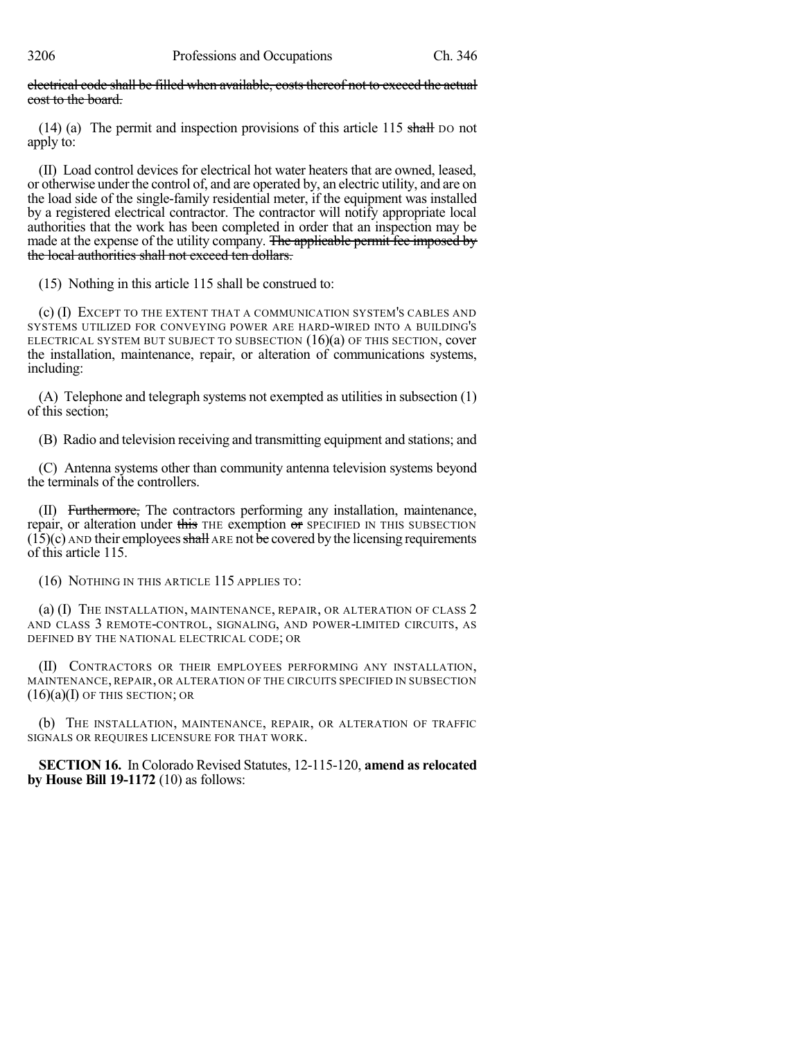~~electrical code shall be filled when available, costs thereof not to exceed the actual cost to the board.~~

(14) (a) The permit and inspection provisions of this article 115 ~~shall~~ DO not apply to:

(II) Load control devices for electrical hot water heaters that are owned, leased, or otherwise under the control of, and are operated by, an electric utility, and are on the load side of the single-family residential meter, if the equipment was installed by a registered electrical contractor. The contractor will notify appropriate local authorities that the work has been completed in order that an inspection may be made at the expense of the utility company. ~~The applicable permit fee imposed by the local authorities shall not exceed ten dollars.~~

(15) Nothing in this article 115 shall be construed to:

(c) (I) EXCEPT TO THE EXTENT THAT A COMMUNICATION SYSTEM'S CABLES AND SYSTEMS UTILIZED FOR CONVEYING POWER ARE HARD-WIRED INTO A BUILDING'S ELECTRICAL SYSTEM BUT SUBJECT TO SUBSECTION (16)(a) OF THIS SECTION, cover the installation, maintenance, repair, or alteration of communications systems, including:

(A) Telephone and telegraph systems not exempted as utilities in subsection (1) of this section;

(B) Radio and television receiving and transmitting equipment and stations; and

(C) Antenna systems other than community antenna television systems beyond the terminals of the controllers.

(II) ~~Furthermore,~~ The contractors performing any installation, maintenance, repair, or alteration under ~~this~~ THE exemption ~~or~~ SPECIFIED IN THIS SUBSECTION (15)(c) AND their employees ~~shall~~ ARE not ~~be~~ covered by the licensing requirements of this article 115.

(16) NOTHING IN THIS ARTICLE 115 APPLIES TO:

(a) (I) THE INSTALLATION, MAINTENANCE, REPAIR, OR ALTERATION OF CLASS 2 AND CLASS 3 REMOTE-CONTROL, SIGNALING, AND POWER-LIMITED CIRCUITS, AS DEFINED BY THE NATIONAL ELECTRICAL CODE; OR

(II) CONTRACTORS OR THEIR EMPLOYEES PERFORMING ANY INSTALLATION, MAINTENANCE, REPAIR, OR ALTERATION OF THE CIRCUITS SPECIFIED IN SUBSECTION (16)(a)(I) OF THIS SECTION; OR

(b) THE INSTALLATION, MAINTENANCE, REPAIR, OR ALTERATION OF TRAFFIC SIGNALS OR REQUIRES LICENSURE FOR THAT WORK.

**SECTION 16.** In Colorado Revised Statutes, 12-115-120, **amend as relocated by House Bill 19-1172** (10) as follows: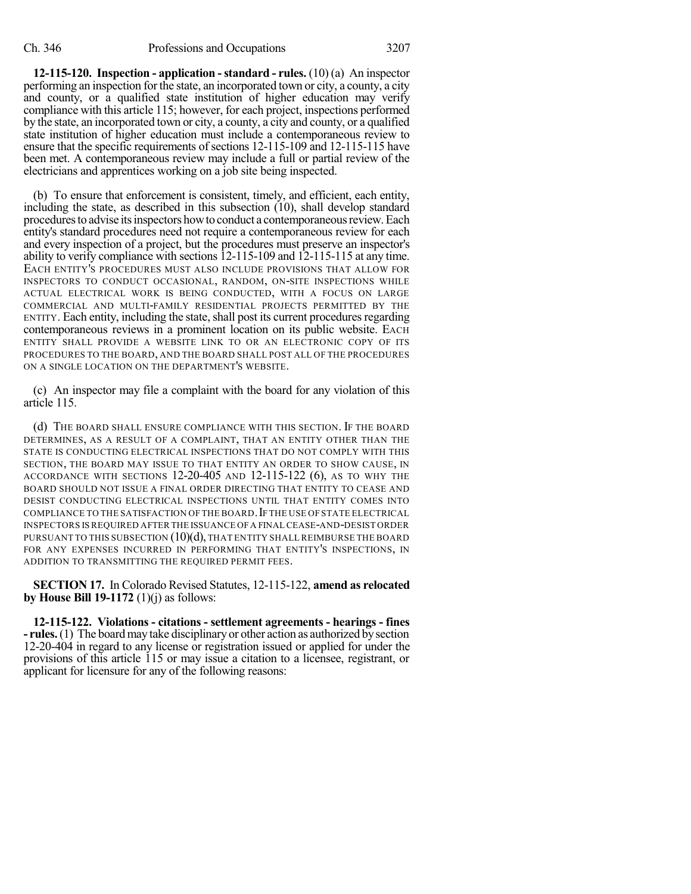**12-115-120. Inspection - application - standard - rules.** (10) (a) An inspector performing an inspection for the state, an incorporated town or city, a county, a city and county, or a qualified state institution of higher education may verify compliance with this article 115; however, for each project, inspections performed by the state, an incorporated town or city, a county, a city and county, or a qualified state institution of higher education must include a contemporaneous review to ensure that the specific requirements of sections 12-115-109 and 12-115-115 have been met. A contemporaneous review may include a full or partial review of the electricians and apprentices working on a job site being inspected.

(b) To ensure that enforcement is consistent, timely, and efficient, each entity, including the state, as described in this subsection (10), shall develop standard procedures to advise its inspectors how to conduct a contemporaneous review. Each entity's standard procedures need not require a contemporaneous review for each and every inspection of a project, but the procedures must preserve an inspector's ability to verify compliance with sections 12-115-109 and 12-115-115 at any time. EACH ENTITY'S PROCEDURES MUST ALSO INCLUDE PROVISIONS THAT ALLOW FOR INSPECTORS TO CONDUCT OCCASIONAL, RANDOM, ON-SITE INSPECTIONS WHILE ACTUAL ELECTRICAL WORK IS BEING CONDUCTED, WITH A FOCUS ON LARGE COMMERCIAL AND MULTI-FAMILY RESIDENTIAL PROJECTS PERMITTED BY THE ENTITY. Each entity, including the state, shall post its current procedures regarding contemporaneous reviews in a prominent location on its public website. EACH ENTITY SHALL PROVIDE A WEBSITE LINK TO OR AN ELECTRONIC COPY OF ITS PROCEDURES TO THE BOARD, AND THE BOARD SHALL POST ALL OF THE PROCEDURES ON A SINGLE LOCATION ON THE DEPARTMENT'S WEBSITE.

(c) An inspector may file a complaint with the board for any violation of this article 115.

(d) THE BOARD SHALL ENSURE COMPLIANCE WITH THIS SECTION. IF THE BOARD DETERMINES, AS A RESULT OF A COMPLAINT, THAT AN ENTITY OTHER THAN THE STATE IS CONDUCTING ELECTRICAL INSPECTIONS THAT DO NOT COMPLY WITH THIS SECTION, THE BOARD MAY ISSUE TO THAT ENTITY AN ORDER TO SHOW CAUSE, IN ACCORDANCE WITH SECTIONS 12-20-405 AND 12-115-122 (6), AS TO WHY THE BOARD SHOULD NOT ISSUE A FINAL ORDER DIRECTING THAT ENTITY TO CEASE AND DESIST CONDUCTING ELECTRICAL INSPECTIONS UNTIL THAT ENTITY COMES INTO COMPLIANCE TO THE SATISFACTION OF THE BOARD. IF THE USE OF STATE ELECTRICAL INSPECTORS IS REQUIRED AFTER THE ISSUANCE OF A FINAL CEASE-AND-DESIST ORDER PURSUANT TO THIS SUBSECTION (10)(d), THAT ENTITY SHALL REIMBURSE THE BOARD FOR ANY EXPENSES INCURRED IN PERFORMING THAT ENTITY'S INSPECTIONS, IN ADDITION TO TRANSMITTING THE REQUIRED PERMIT FEES.

**SECTION 17.** In Colorado Revised Statutes, 12-115-122, **amend as relocated by House Bill 19-1172** (1)(j) as follows:

**12-115-122. Violations - citations - settlement agreements - hearings - fines - rules.** (1) The board may take disciplinary or other action as authorized by section 12-20-404 in regard to any license or registration issued or applied for under the provisions of this article 115 or may issue a citation to a licensee, registrant, or applicant for licensure for any of the following reasons: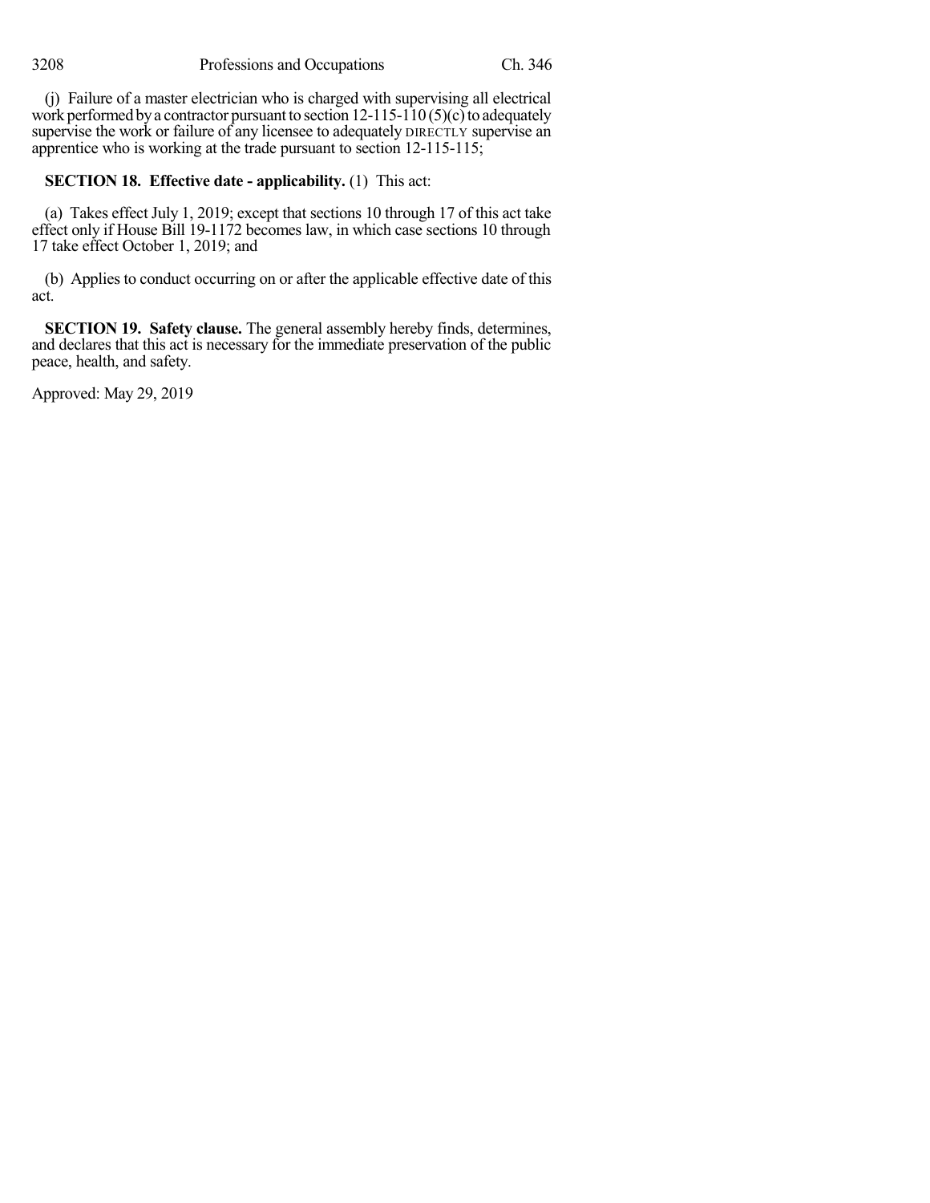(j) Failure of a master electrician who is charged with supervising all electrical work performed by a contractor pursuant to section 12-115-110 (5)(c) to adequately supervise the work or failure of any licensee to adequately DIRECTLY supervise an apprentice who is working at the trade pursuant to section 12-115-115;

**SECTION 18. Effective date - applicability.** (1) This act:

(a) Takes effect July 1, 2019; except that sections 10 through 17 of this act take effect only if House Bill 19-1172 becomes law, in which case sections 10 through 17 take effect October 1, 2019; and

(b) Applies to conduct occurring on or after the applicable effective date of this act.

**SECTION 19. Safety clause.** The general assembly hereby finds, determines, and declares that this act is necessary for the immediate preservation of the public peace, health, and safety.

Approved: May 29, 2019